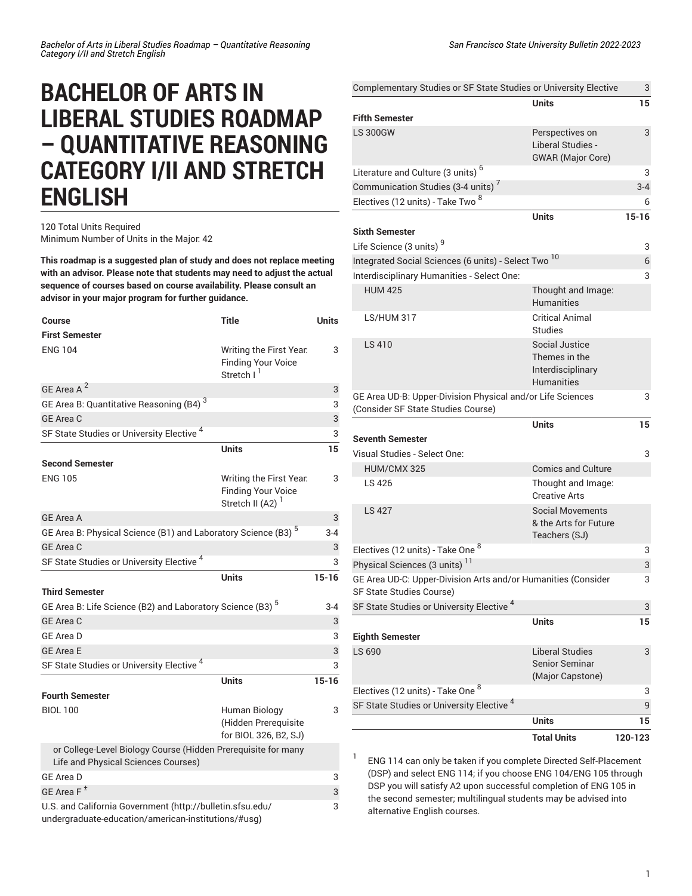# BACHELOR OF ARTS IN LIBERAL STUDIES ROADMAP – QUANTITATIVE REASONING CATEGORY I/II AND STRETCH ENGLISH

120 Total Units Required
Minimum Number of Units in the Major: 42

**This roadmap is a suggested plan of study and does not replace meeting with an advisor. Please note that students may need to adjust the actual sequence of courses based on course availability. Please consult an advisor in your major program for further guidance.**

| Course | Title | Units |
|---|---|---|
| **First Semester** | | |
| ENG 104 | Writing the First Year: Finding Your Voice Stretch I [1] | 3 |
| GE Area A [2] | | 3 |
| GE Area B: Quantitative Reasoning (B4) [3] | | 3 |
| GE Area C | | 3 |
| SF State Studies or University Elective [4] | | 3 |
| | **Units** | **15** |
| **Second Semester** | | |
| ENG 105 | Writing the First Year: Finding Your Voice Stretch II (A2) [1] | 3 |
| GE Area A | | 3 |
| GE Area B: Physical Science (B1) and Laboratory Science (B3) [5] | | 3-4 |
| GE Area C | | 3 |
| SF State Studies or University Elective [4] | | 3 |
| | **Units** | **15-16** |
| **Third Semester** | | |
| GE Area B: Life Science (B2) and Laboratory Science (B3) [5] | | 3-4 |
| GE Area C | | 3 |
| GE Area D | | 3 |
| GE Area E | | 3 |
| SF State Studies or University Elective [4] | | 3 |
| | **Units** | **15-16** |
| **Fourth Semester** | | |
| BIOL 100 | Human Biology (Hidden Prerequisite for BIOL 326, B2, SJ) | 3 |
| or College-Level Biology Course (Hidden Prerequisite for many Life and Physical Sciences Courses) | | |
| GE Area D | | 3 |
| GE Area F ± | | 3 |
| U.S. and California Government (http://bulletin.sfsu.edu/undergraduate-education/american-institutions/#usg) | | 3 |
| Complementary Studies or SF State Studies or University Elective | | 3 |
| | **Units** | **15** |
| **Fifth Semester** | | |
| LS 300GW | Perspectives on Liberal Studies - GWAR (Major Core) | 3 |
| Literature and Culture (3 units) [6] | | 3 |
| Communication Studies (3-4 units) [7] | | 3-4 |
| Electives (12 units) - Take Two [8] | | 6 |
| | **Units** | **15-16** |
| **Sixth Semester** | | |
| Life Science (3 units) [9] | | 3 |
| Integrated Social Sciences (6 units) - Select Two [10] | | 6 |
| Interdisciplinary Humanities - Select One: | | 3 |
| HUM 425 | Thought and Image: Humanities | |
| LS/HUM 317 | Critical Animal Studies | |
| LS 410 | Social Justice Themes in the Interdisciplinary Humanities | |
| GE Area UD-B: Upper-Division Physical and/or Life Sciences (Consider SF State Studies Course) | | 3 |
| | **Units** | **15** |
| **Seventh Semester** | | |
| Visual Studies - Select One: | | 3 |
| HUM/CMX 325 | Comics and Culture | |
| LS 426 | Thought and Image: Creative Arts | |
| LS 427 | Social Movements & the Arts for Future Teachers (SJ) | |
| Electives (12 units) - Take One [8] | | 3 |
| Physical Sciences (3 units) [11] | | 3 |
| GE Area UD-C: Upper-Division Arts and/or Humanities (Consider SF State Studies Course) | | 3 |
| SF State Studies or University Elective [4] | | 3 |
| | **Units** | **15** |
| **Eighth Semester** | | |
| LS 690 | Liberal Studies Senior Seminar (Major Capstone) | 3 |
| Electives (12 units) - Take One [8] | | 3 |
| SF State Studies or University Elective [4] | | 9 |
| | **Units** | **15** |
| | **Total Units** | **120-123** |

1. ENG 114 can only be taken if you complete Directed Self-Placement (DSP) and select ENG 114; if you choose ENG 104/ENG 105 through DSP you will satisfy A2 upon successful completion of ENG 105 in the second semester; multilingual students may be advised into alternative English courses.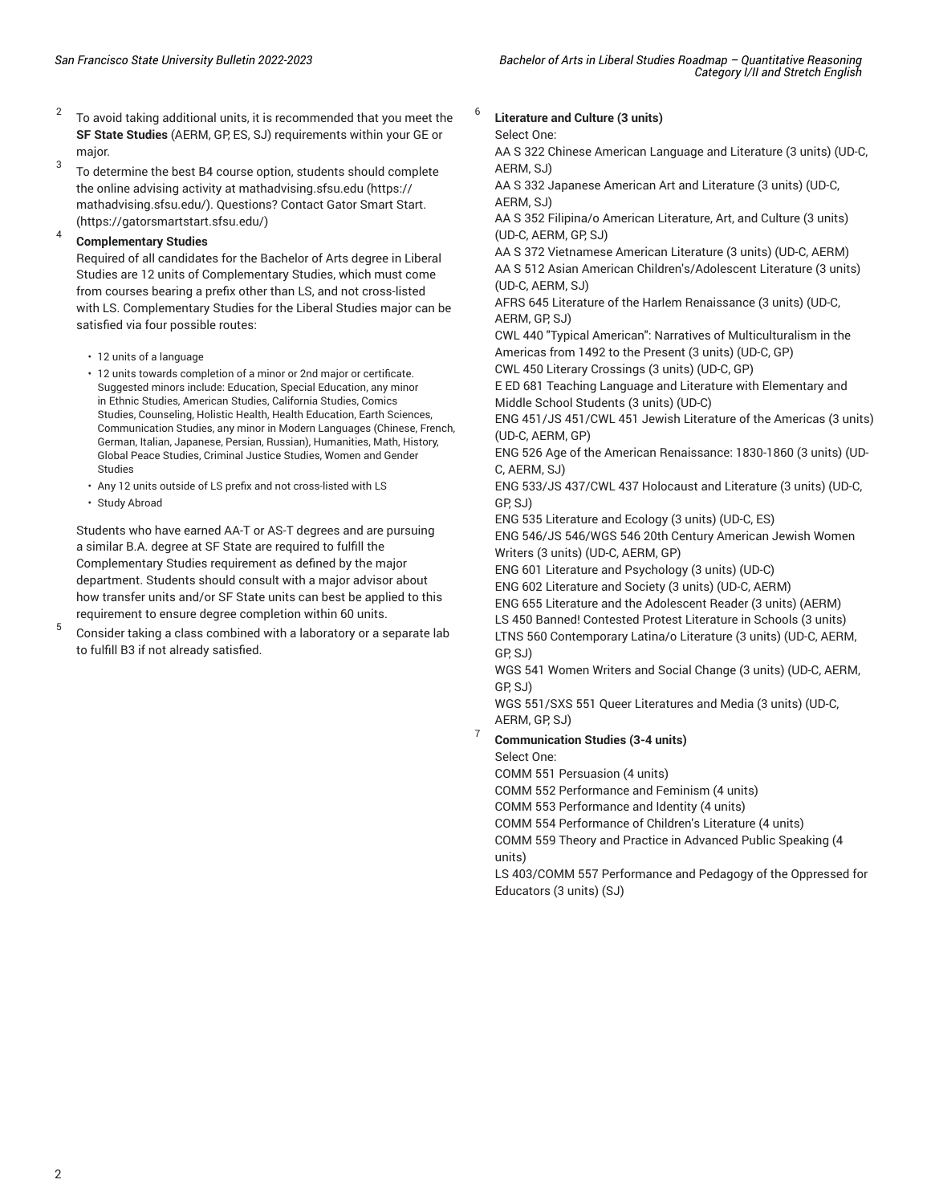[2] To avoid taking additional units, it is recommended that you meet the **SF State Studies** (AERM, GP, ES, SJ) requirements within your GE or major.

[3] To determine the best B4 course option, students should complete the online advising activity at mathadvising.sfsu.edu (https://mathadvising.sfsu.edu/). Questions? Contact Gator Smart Start. (https://gatorsmartstart.sfsu.edu/)

[4] **Complementary Studies**

Required of all candidates for the Bachelor of Arts degree in Liberal Studies are 12 units of Complementary Studies, which must come from courses bearing a prefix other than LS, and not cross-listed with LS. Complementary Studies for the Liberal Studies major can be satisfied via four possible routes:

- 12 units of a language
- 12 units towards completion of a minor or 2nd major or certificate. Suggested minors include: Education, Special Education, any minor in Ethnic Studies, American Studies, California Studies, Comics Studies, Counseling, Holistic Health, Health Education, Earth Sciences, Communication Studies, any minor in Modern Languages (Chinese, French, German, Italian, Japanese, Persian, Russian), Humanities, Math, History, Global Peace Studies, Criminal Justice Studies, Women and Gender Studies
- Any 12 units outside of LS prefix and not cross-listed with LS
- Study Abroad

Students who have earned AA-T or AS-T degrees and are pursuing a similar B.A. degree at SF State are required to fulfill the Complementary Studies requirement as defined by the major department. Students should consult with a major advisor about how transfer units and/or SF State units can best be applied to this requirement to ensure degree completion within 60 units.

[5] Consider taking a class combined with a laboratory or a separate lab to fulfill B3 if not already satisfied.

[6] **Literature and Culture (3 units)**

Select One:

AA S 322 Chinese American Language and Literature (3 units) (UD-C, AERM, SJ)
AA S 332 Japanese American Art and Literature (3 units) (UD-C, AERM, SJ)
AA S 352 Filipina/o American Literature, Art, and Culture (3 units) (UD-C, AERM, GP, SJ)
AA S 372 Vietnamese American Literature (3 units) (UD-C, AERM)
AA S 512 Asian American Children's/Adolescent Literature (3 units) (UD-C, AERM, SJ)
AFRS 645 Literature of the Harlem Renaissance (3 units) (UD-C, AERM, GP, SJ)
CWL 440 "Typical American": Narratives of Multiculturalism in the Americas from 1492 to the Present (3 units) (UD-C, GP)
CWL 450 Literary Crossings (3 units) (UD-C, GP)
E ED 681 Teaching Language and Literature with Elementary and Middle School Students (3 units) (UD-C)
ENG 451/JS 451/CWL 451 Jewish Literature of the Americas (3 units) (UD-C, AERM, GP)
ENG 526 Age of the American Renaissance: 1830-1860 (3 units) (UD-C, AERM, SJ)
ENG 533/JS 437/CWL 437 Holocaust and Literature (3 units) (UD-C, GP, SJ)
ENG 535 Literature and Ecology (3 units) (UD-C, ES)
ENG 546/JS 546/WGS 546 20th Century American Jewish Women Writers (3 units) (UD-C, AERM, GP)
ENG 601 Literature and Psychology (3 units) (UD-C)
ENG 602 Literature and Society (3 units) (UD-C, AERM)
ENG 655 Literature and the Adolescent Reader (3 units) (AERM)
LS 450 Banned! Contested Protest Literature in Schools (3 units)
LTNS 560 Contemporary Latina/o Literature (3 units) (UD-C, AERM, GP, SJ)
WGS 541 Women Writers and Social Change (3 units) (UD-C, AERM, GP, SJ)
WGS 551/SXS 551 Queer Literatures and Media (3 units) (UD-C, AERM, GP, SJ)

[7] **Communication Studies (3-4 units)**

Select One:

COMM 551 Persuasion (4 units)
COMM 552 Performance and Feminism (4 units)
COMM 553 Performance and Identity (4 units)
COMM 554 Performance of Children's Literature (4 units)
COMM 559 Theory and Practice in Advanced Public Speaking (4 units)
LS 403/COMM 557 Performance and Pedagogy of the Oppressed for Educators (3 units) (SJ)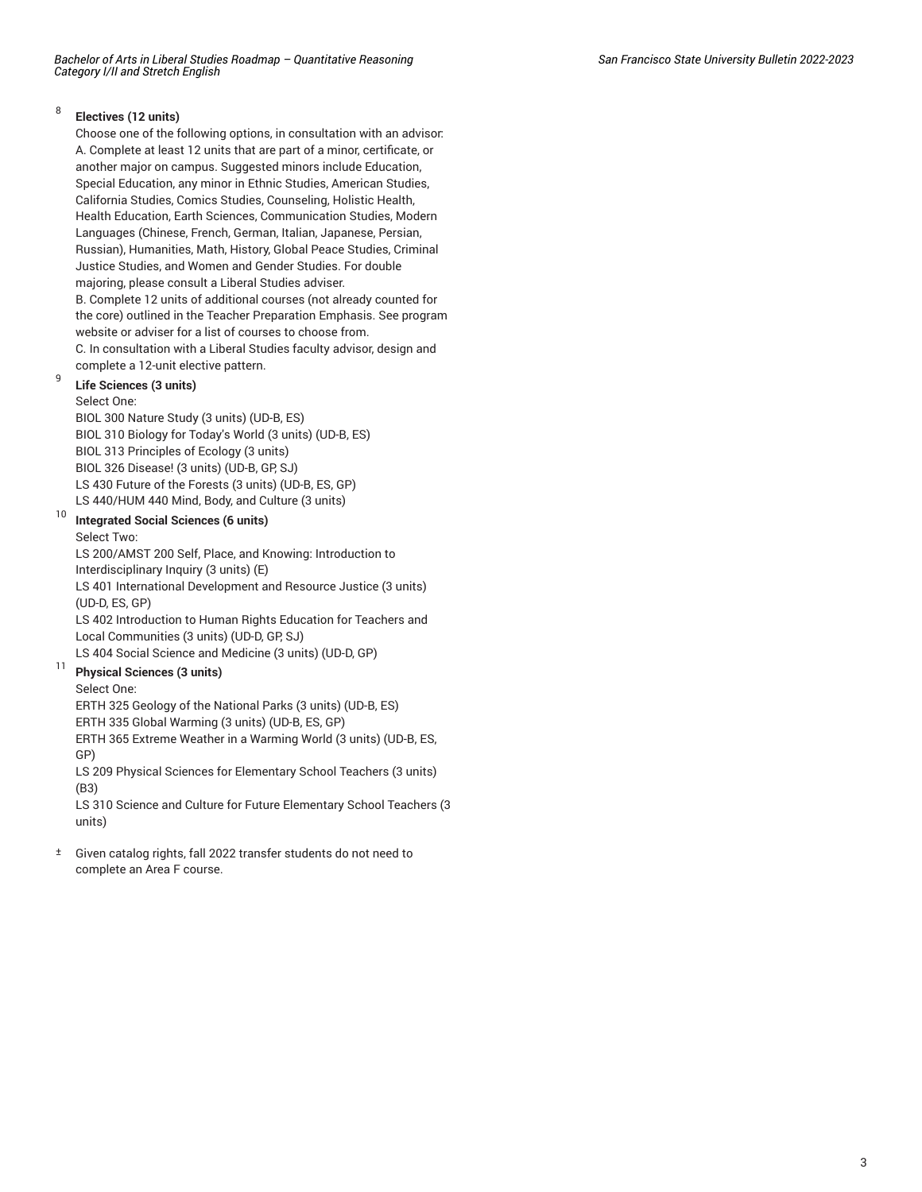[8] **Electives (12 units)**

Choose one of the following options, in consultation with an advisor:
A. Complete at least 12 units that are part of a minor, certificate, or another major on campus. Suggested minors include Education, Special Education, any minor in Ethnic Studies, American Studies, California Studies, Comics Studies, Counseling, Holistic Health, Health Education, Earth Sciences, Communication Studies, Modern Languages (Chinese, French, German, Italian, Japanese, Persian, Russian), Humanities, Math, History, Global Peace Studies, Criminal Justice Studies, and Women and Gender Studies. For double majoring, please consult a Liberal Studies adviser.
B. Complete 12 units of additional courses (not already counted for the core) outlined in the Teacher Preparation Emphasis. See program website or adviser for a list of courses to choose from.
C. In consultation with a Liberal Studies faculty advisor, design and complete a 12-unit elective pattern.

[9] **Life Sciences (3 units)**

Select One:
BIOL 300 Nature Study (3 units) (UD-B, ES)
BIOL 310 Biology for Today's World (3 units) (UD-B, ES)
BIOL 313 Principles of Ecology (3 units)
BIOL 326 Disease! (3 units) (UD-B, GP, SJ)
LS 430 Future of the Forests (3 units) (UD-B, ES, GP)
LS 440/HUM 440 Mind, Body, and Culture (3 units)

[10] **Integrated Social Sciences (6 units)**

Select Two:
LS 200/AMST 200 Self, Place, and Knowing: Introduction to Interdisciplinary Inquiry (3 units) (E)
LS 401 International Development and Resource Justice (3 units) (UD-D, ES, GP)
LS 402 Introduction to Human Rights Education for Teachers and Local Communities (3 units) (UD-D, GP, SJ)
LS 404 Social Science and Medicine (3 units) (UD-D, GP)

[11] **Physical Sciences (3 units)**

Select One:
ERTH 325 Geology of the National Parks (3 units) (UD-B, ES)
ERTH 335 Global Warming (3 units) (UD-B, ES, GP)
ERTH 365 Extreme Weather in a Warming World (3 units) (UD-B, ES, GP)
LS 209 Physical Sciences for Elementary School Teachers (3 units) (B3)
LS 310 Science and Culture for Future Elementary School Teachers (3 units)

± Given catalog rights, fall 2022 transfer students do not need to complete an Area F course.